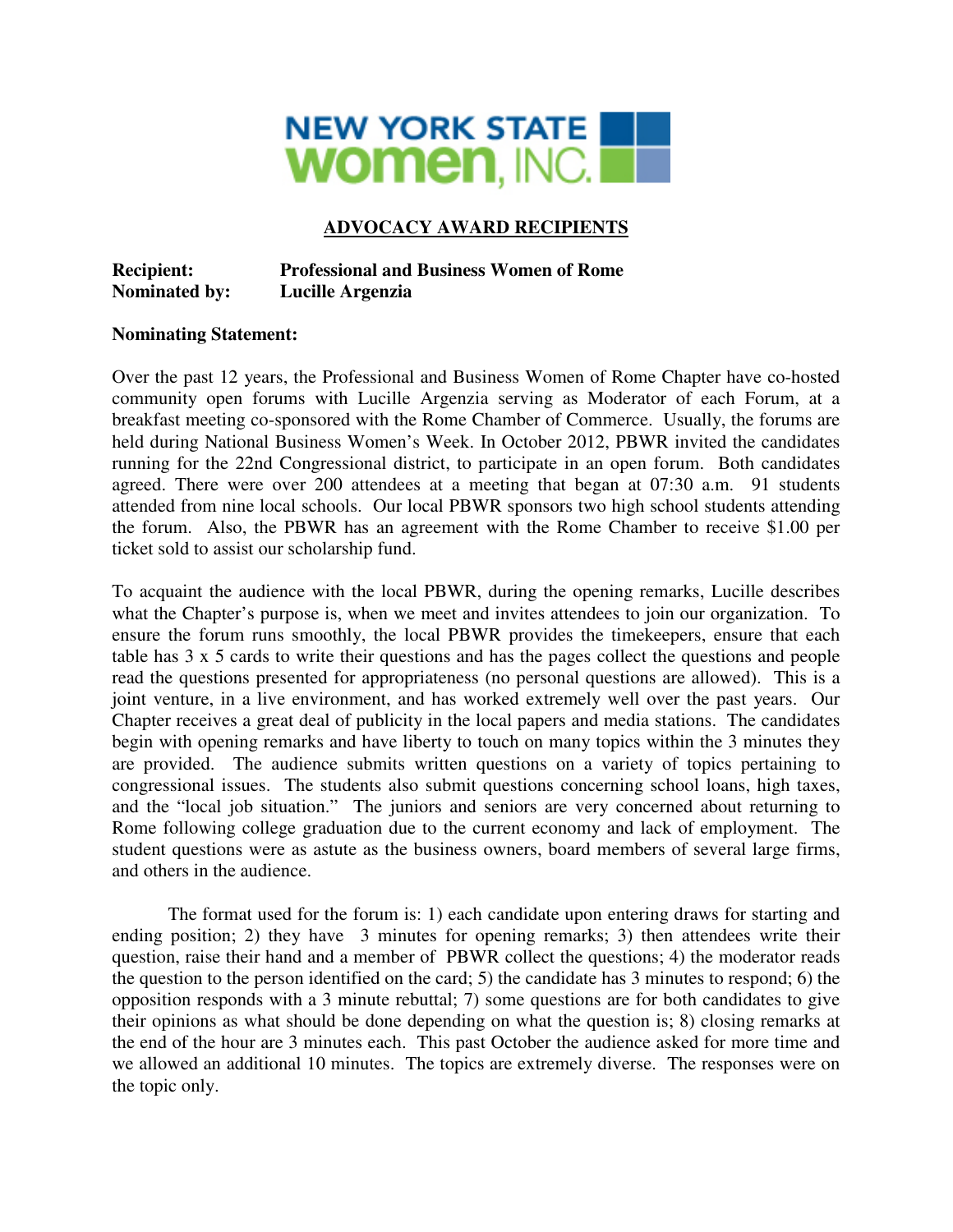NEW YORK STATE women, INC.

## ADVOCACY AWARD RECIPIENTS

**Recipient:** **Professional and Business Women of Rome**
**Nominated by:** **Lucille Argenzia**

**Nominating Statement:**

Over the past 12 years, the Professional and Business Women of Rome Chapter have co-hosted community open forums with Lucille Argenzia serving as Moderator of each Forum, at a breakfast meeting co-sponsored with the Rome Chamber of Commerce. Usually, the forums are held during National Business Women's Week. In October 2012, PBWR invited the candidates running for the 22nd Congressional district, to participate in an open forum. Both candidates agreed. There were over 200 attendees at a meeting that began at 07:30 a.m. 91 students attended from nine local schools. Our local PBWR sponsors two high school students attending the forum. Also, the PBWR has an agreement with the Rome Chamber to receive $1.00 per ticket sold to assist our scholarship fund.

To acquaint the audience with the local PBWR, during the opening remarks, Lucille describes what the Chapter's purpose is, when we meet and invites attendees to join our organization. To ensure the forum runs smoothly, the local PBWR provides the timekeepers, ensure that each table has 3 x 5 cards to write their questions and has the pages collect the questions and people read the questions presented for appropriateness (no personal questions are allowed). This is a joint venture, in a live environment, and has worked extremely well over the past years. Our Chapter receives a great deal of publicity in the local papers and media stations. The candidates begin with opening remarks and have liberty to touch on many topics within the 3 minutes they are provided. The audience submits written questions on a variety of topics pertaining to congressional issues. The students also submit questions concerning school loans, high taxes, and the "local job situation." The juniors and seniors are very concerned about returning to Rome following college graduation due to the current economy and lack of employment. The student questions were as astute as the business owners, board members of several large firms, and others in the audience.

The format used for the forum is: 1) each candidate upon entering draws for starting and ending position; 2) they have 3 minutes for opening remarks; 3) then attendees write their question, raise their hand and a member of PBWR collect the questions; 4) the moderator reads the question to the person identified on the card; 5) the candidate has 3 minutes to respond; 6) the opposition responds with a 3 minute rebuttal; 7) some questions are for both candidates to give their opinions as what should be done depending on what the question is; 8) closing remarks at the end of the hour are 3 minutes each. This past October the audience asked for more time and we allowed an additional 10 minutes. The topics are extremely diverse. The responses were on the topic only.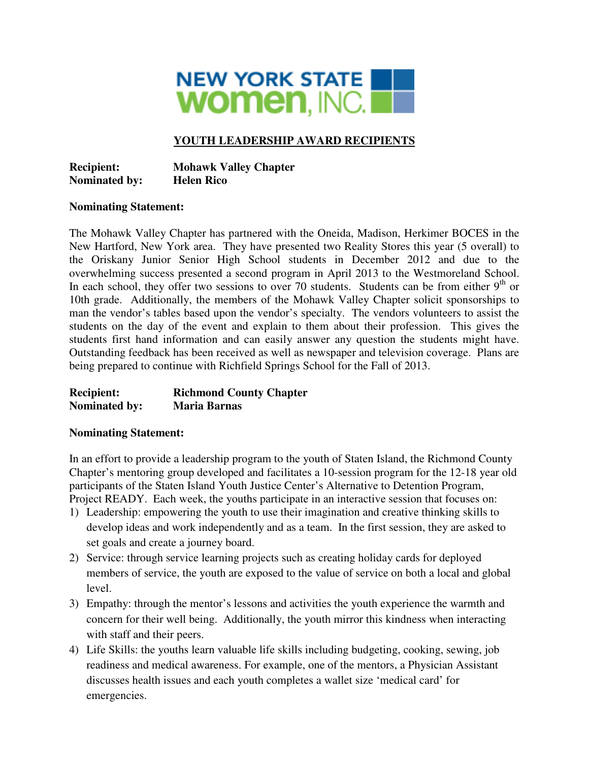NEW YORK STATE women, INC.

## YOUTH LEADERSHIP AWARD RECIPIENTS

**Recipient:** **Mohawk Valley Chapter**
**Nominated by:** **Helen Rico**

**Nominating Statement:**

The Mohawk Valley Chapter has partnered with the Oneida, Madison, Herkimer BOCES in the New Hartford, New York area. They have presented two Reality Stores this year (5 overall) to the Oriskany Junior Senior High School students in December 2012 and due to the overwhelming success presented a second program in April 2013 to the Westmoreland School. In each school, they offer two sessions to over 70 students. Students can be from either 9th or 10th grade. Additionally, the members of the Mohawk Valley Chapter solicit sponsorships to man the vendor's tables based upon the vendor's specialty. The vendors volunteers to assist the students on the day of the event and explain to them about their profession. This gives the students first hand information and can easily answer any question the students might have. Outstanding feedback has been received as well as newspaper and television coverage. Plans are being prepared to continue with Richfield Springs School for the Fall of 2013.

**Recipient:** **Richmond County Chapter**
**Nominated by:** **Maria Barnas**

**Nominating Statement:**

In an effort to provide a leadership program to the youth of Staten Island, the Richmond County Chapter's mentoring group developed and facilitates a 10-session program for the 12-18 year old participants of the Staten Island Youth Justice Center's Alternative to Detention Program, Project READY. Each week, the youths participate in an interactive session that focuses on:

1) Leadership: empowering the youth to use their imagination and creative thinking skills to develop ideas and work independently and as a team. In the first session, they are asked to set goals and create a journey board.
2) Service: through service learning projects such as creating holiday cards for deployed members of service, the youth are exposed to the value of service on both a local and global level.
3) Empathy: through the mentor's lessons and activities the youth experience the warmth and concern for their well being. Additionally, the youth mirror this kindness when interacting with staff and their peers.
4) Life Skills: the youths learn valuable life skills including budgeting, cooking, sewing, job readiness and medical awareness. For example, one of the mentors, a Physician Assistant discusses health issues and each youth completes a wallet size 'medical card' for emergencies.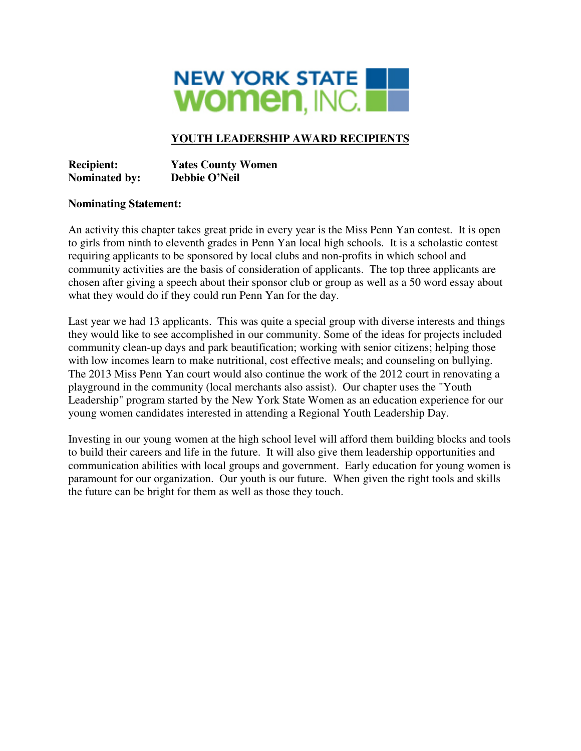NEW YORK STATE women, INC.

## YOUTH LEADERSHIP AWARD RECIPIENTS

**Recipient:** **Yates County Women**
**Nominated by:** **Debbie O'Neil**

**Nominating Statement:**

An activity this chapter takes great pride in every year is the Miss Penn Yan contest. It is open to girls from ninth to eleventh grades in Penn Yan local high schools. It is a scholastic contest requiring applicants to be sponsored by local clubs and non-profits in which school and community activities are the basis of consideration of applicants. The top three applicants are chosen after giving a speech about their sponsor club or group as well as a 50 word essay about what they would do if they could run Penn Yan for the day.

Last year we had 13 applicants. This was quite a special group with diverse interests and things they would like to see accomplished in our community. Some of the ideas for projects included community clean-up days and park beautification; working with senior citizens; helping those with low incomes learn to make nutritional, cost effective meals; and counseling on bullying. The 2013 Miss Penn Yan court would also continue the work of the 2012 court in renovating a playground in the community (local merchants also assist). Our chapter uses the "Youth Leadership" program started by the New York State Women as an education experience for our young women candidates interested in attending a Regional Youth Leadership Day.

Investing in our young women at the high school level will afford them building blocks and tools to build their careers and life in the future. It will also give them leadership opportunities and communication abilities with local groups and government. Early education for young women is paramount for our organization. Our youth is our future. When given the right tools and skills the future can be bright for them as well as those they touch.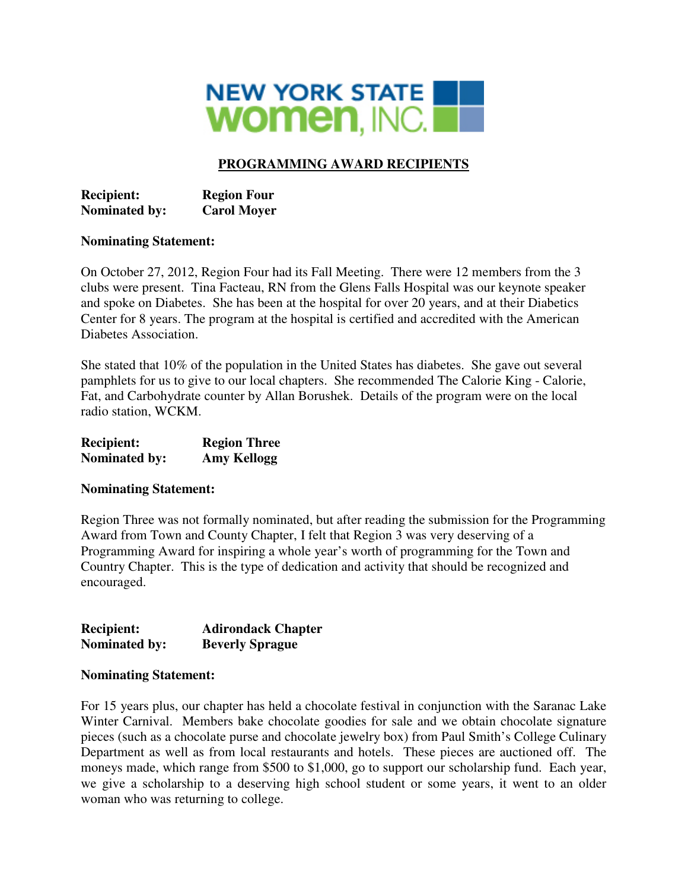NEW YORK STATE women, INC.

## PROGRAMMING AWARD RECIPIENTS

**Recipient:** **Region Four**
**Nominated by:** **Carol Moyer**

**Nominating Statement:**

On October 27, 2012, Region Four had its Fall Meeting. There were 12 members from the 3 clubs were present. Tina Facteau, RN from the Glens Falls Hospital was our keynote speaker and spoke on Diabetes. She has been at the hospital for over 20 years, and at their Diabetics Center for 8 years. The program at the hospital is certified and accredited with the American Diabetes Association.

She stated that 10% of the population in the United States has diabetes. She gave out several pamphlets for us to give to our local chapters. She recommended The Calorie King - Calorie, Fat, and Carbohydrate counter by Allan Borushek. Details of the program were on the local radio station, WCKM.

**Recipient:** **Region Three**
**Nominated by:** **Amy Kellogg**

**Nominating Statement:**

Region Three was not formally nominated, but after reading the submission for the Programming Award from Town and County Chapter, I felt that Region 3 was very deserving of a Programming Award for inspiring a whole year's worth of programming for the Town and Country Chapter. This is the type of dedication and activity that should be recognized and encouraged.

**Recipient:** **Adirondack Chapter**
**Nominated by:** **Beverly Sprague**

**Nominating Statement:**

For 15 years plus, our chapter has held a chocolate festival in conjunction with the Saranac Lake Winter Carnival. Members bake chocolate goodies for sale and we obtain chocolate signature pieces (such as a chocolate purse and chocolate jewelry box) from Paul Smith's College Culinary Department as well as from local restaurants and hotels. These pieces are auctioned off. The moneys made, which range from $500 to $1,000, go to support our scholarship fund. Each year, we give a scholarship to a deserving high school student or some years, it went to an older woman who was returning to college.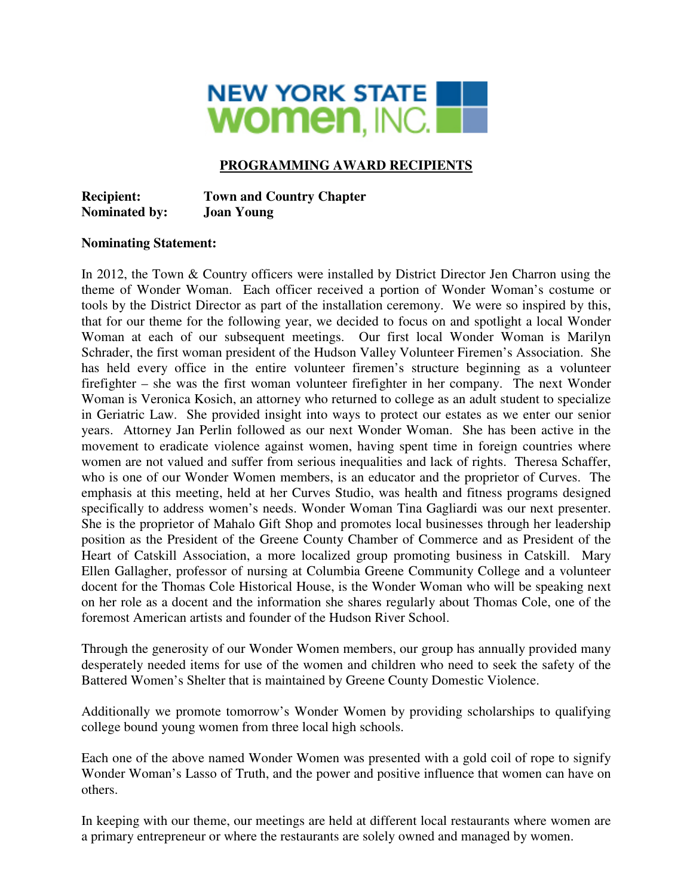NEW YORK STATE women, INC.

## PROGRAMMING AWARD RECIPIENTS

**Recipient:** **Town and Country Chapter**
**Nominated by:** **Joan Young**

**Nominating Statement:**

In 2012, the Town & Country officers were installed by District Director Jen Charron using the theme of Wonder Woman. Each officer received a portion of Wonder Woman's costume or tools by the District Director as part of the installation ceremony. We were so inspired by this, that for our theme for the following year, we decided to focus on and spotlight a local Wonder Woman at each of our subsequent meetings. Our first local Wonder Woman is Marilyn Schrader, the first woman president of the Hudson Valley Volunteer Firemen's Association. She has held every office in the entire volunteer firemen's structure beginning as a volunteer firefighter – she was the first woman volunteer firefighter in her company. The next Wonder Woman is Veronica Kosich, an attorney who returned to college as an adult student to specialize in Geriatric Law. She provided insight into ways to protect our estates as we enter our senior years. Attorney Jan Perlin followed as our next Wonder Woman. She has been active in the movement to eradicate violence against women, having spent time in foreign countries where women are not valued and suffer from serious inequalities and lack of rights. Theresa Schaffer, who is one of our Wonder Women members, is an educator and the proprietor of Curves. The emphasis at this meeting, held at her Curves Studio, was health and fitness programs designed specifically to address women's needs. Wonder Woman Tina Gagliardi was our next presenter. She is the proprietor of Mahalo Gift Shop and promotes local businesses through her leadership position as the President of the Greene County Chamber of Commerce and as President of the Heart of Catskill Association, a more localized group promoting business in Catskill. Mary Ellen Gallagher, professor of nursing at Columbia Greene Community College and a volunteer docent for the Thomas Cole Historical House, is the Wonder Woman who will be speaking next on her role as a docent and the information she shares regularly about Thomas Cole, one of the foremost American artists and founder of the Hudson River School.

Through the generosity of our Wonder Women members, our group has annually provided many desperately needed items for use of the women and children who need to seek the safety of the Battered Women's Shelter that is maintained by Greene County Domestic Violence.

Additionally we promote tomorrow's Wonder Women by providing scholarships to qualifying college bound young women from three local high schools.

Each one of the above named Wonder Women was presented with a gold coil of rope to signify Wonder Woman's Lasso of Truth, and the power and positive influence that women can have on others.

In keeping with our theme, our meetings are held at different local restaurants where women are a primary entrepreneur or where the restaurants are solely owned and managed by women.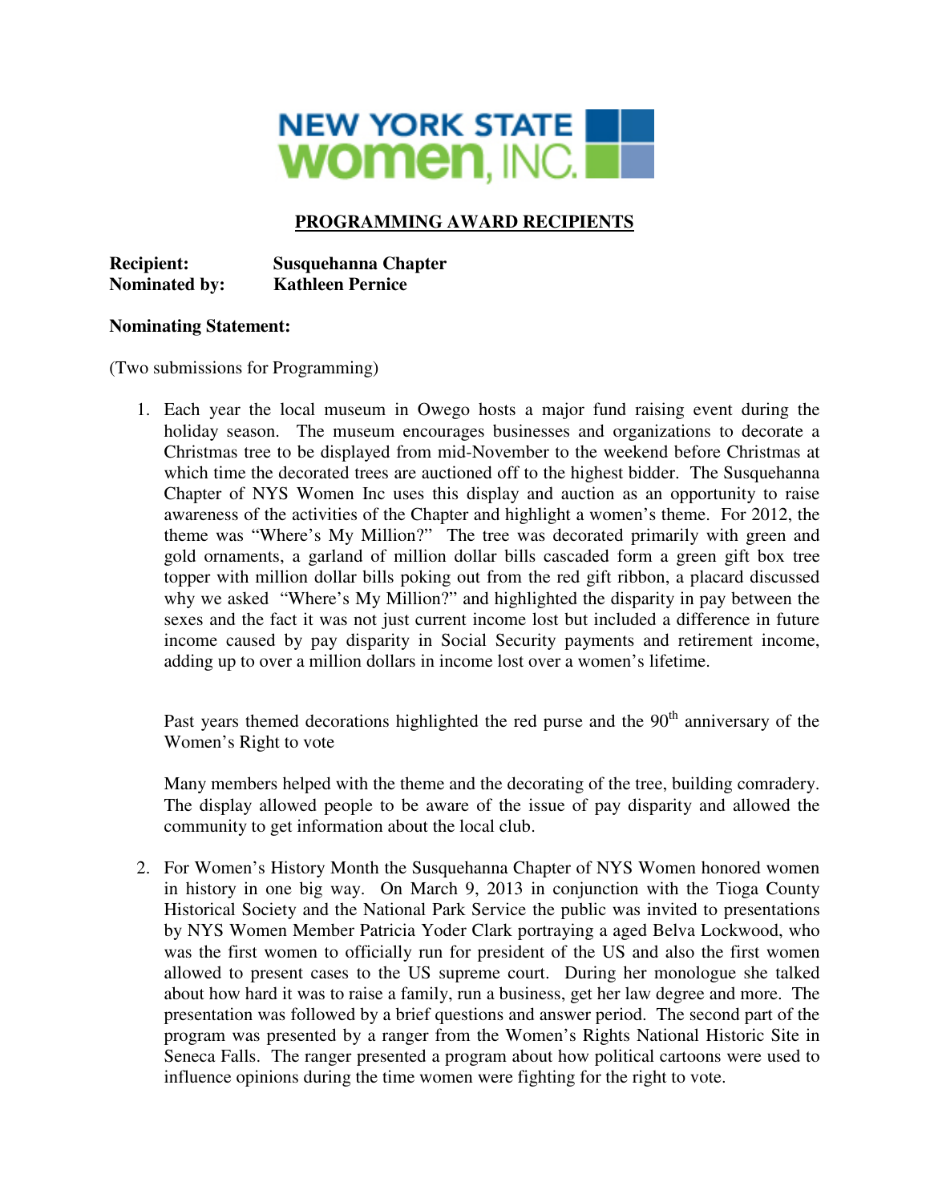NEW YORK STATE women, INC.

## PROGRAMMING AWARD RECIPIENTS

**Recipient:** **Susquehanna Chapter**
**Nominated by:** **Kathleen Pernice**

**Nominating Statement:**

(Two submissions for Programming)

1. Each year the local museum in Owego hosts a major fund raising event during the holiday season. The museum encourages businesses and organizations to decorate a Christmas tree to be displayed from mid-November to the weekend before Christmas at which time the decorated trees are auctioned off to the highest bidder. The Susquehanna Chapter of NYS Women Inc uses this display and auction as an opportunity to raise awareness of the activities of the Chapter and highlight a women's theme. For 2012, the theme was "Where's My Million?" The tree was decorated primarily with green and gold ornaments, a garland of million dollar bills cascaded form a green gift box tree topper with million dollar bills poking out from the red gift ribbon, a placard discussed why we asked "Where's My Million?" and highlighted the disparity in pay between the sexes and the fact it was not just current income lost but included a difference in future income caused by pay disparity in Social Security payments and retirement income, adding up to over a million dollars in income lost over a women's lifetime.

   Past years themed decorations highlighted the red purse and the 90th anniversary of the Women's Right to vote

   Many members helped with the theme and the decorating of the tree, building comradery. The display allowed people to be aware of the issue of pay disparity and allowed the community to get information about the local club.

2. For Women's History Month the Susquehanna Chapter of NYS Women honored women in history in one big way. On March 9, 2013 in conjunction with the Tioga County Historical Society and the National Park Service the public was invited to presentations by NYS Women Member Patricia Yoder Clark portraying a aged Belva Lockwood, who was the first women to officially run for president of the US and also the first women allowed to present cases to the US supreme court. During her monologue she talked about how hard it was to raise a family, run a business, get her law degree and more. The presentation was followed by a brief questions and answer period. The second part of the program was presented by a ranger from the Women's Rights National Historic Site in Seneca Falls. The ranger presented a program about how political cartoons were used to influence opinions during the time women were fighting for the right to vote.